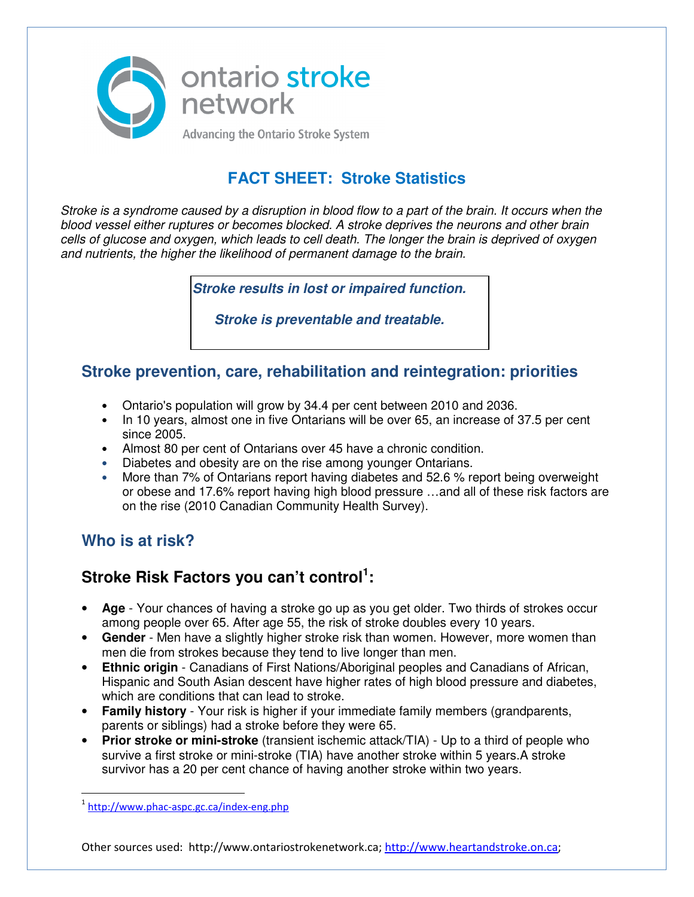ontario stroke network

Advancing the Ontario Stroke System

# FACT SHEET: Stroke Statistics

*Stroke is a syndrome caused by a disruption in blood flow to a part of the brain. It occurs when the blood vessel either ruptures or becomes blocked. A stroke deprives the neurons and other brain cells of glucose and oxygen, which leads to cell death. The longer the brain is deprived of oxygen and nutrients, the higher the likelihood of permanent damage to the brain.*

***Stroke results in lost or impaired function.***

***Stroke is preventable and treatable.***

## Stroke prevention, care, rehabilitation and reintegration: priorities

- Ontario's population will grow by 34.4 per cent between 2010 and 2036.
- In 10 years, almost one in five Ontarians will be over 65, an increase of 37.5 per cent since 2005.
- Almost 80 per cent of Ontarians over 45 have a chronic condition.
- Diabetes and obesity are on the rise among younger Ontarians.
- More than 7% of Ontarians report having diabetes and 52.6 % report being overweight or obese and 17.6% report having high blood pressure …and all of these risk factors are on the rise (2010 Canadian Community Health Survey).

## Who is at risk?

## Stroke Risk Factors you can't control[1]:

- **Age** - Your chances of having a stroke go up as you get older. Two thirds of strokes occur among people over 65. After age 55, the risk of stroke doubles every 10 years.
- **Gender** - Men have a slightly higher stroke risk than women. However, more women than men die from strokes because they tend to live longer than men.
- **Ethnic origin** - Canadians of First Nations/Aboriginal peoples and Canadians of African, Hispanic and South Asian descent have higher rates of high blood pressure and diabetes, which are conditions that can lead to stroke.
- **Family history** - Your risk is higher if your immediate family members (grandparents, parents or siblings) had a stroke before they were 65.
- **Prior stroke or mini-stroke** (transient ischemic attack/TIA) - Up to a third of people who survive a first stroke or mini-stroke (TIA) have another stroke within 5 years.A stroke survivor has a 20 per cent chance of having another stroke within two years.

[1] http://www.phac-aspc.gc.ca/index-eng.php

Other sources used: http://www.ontariostrokenetwork.ca; http://www.heartandstroke.on.ca;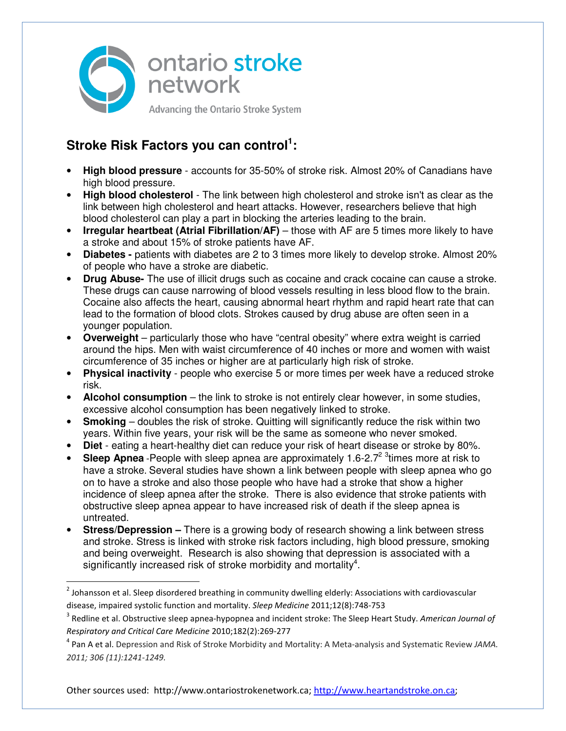ontario stroke network

Advancing the Ontario Stroke System

## Stroke Risk Factors you can control[1]:

- **High blood pressure** - accounts for 35-50% of stroke risk. Almost 20% of Canadians have high blood pressure.
- **High blood cholesterol** - The link between high cholesterol and stroke isn't as clear as the link between high cholesterol and heart attacks. However, researchers believe that high blood cholesterol can play a part in blocking the arteries leading to the brain.
- **Irregular heartbeat (Atrial Fibrillation/AF)** – those with AF are 5 times more likely to have a stroke and about 15% of stroke patients have AF.
- **Diabetes -** patients with diabetes are 2 to 3 times more likely to develop stroke. Almost 20% of people who have a stroke are diabetic.
- **Drug Abuse-** The use of illicit drugs such as cocaine and crack cocaine can cause a stroke. These drugs can cause narrowing of blood vessels resulting in less blood flow to the brain. Cocaine also affects the heart, causing abnormal heart rhythm and rapid heart rate that can lead to the formation of blood clots. Strokes caused by drug abuse are often seen in a younger population.
- **Overweight** – particularly those who have "central obesity" where extra weight is carried around the hips. Men with waist circumference of 40 inches or more and women with waist circumference of 35 inches or higher are at particularly high risk of stroke.
- **Physical inactivity** - people who exercise 5 or more times per week have a reduced stroke risk.
- **Alcohol consumption** – the link to stroke is not entirely clear however, in some studies, excessive alcohol consumption has been negatively linked to stroke.
- **Smoking** – doubles the risk of stroke. Quitting will significantly reduce the risk within two years. Within five years, your risk will be the same as someone who never smoked.
- **Diet** - eating a heart-healthy diet can reduce your risk of heart disease or stroke by 80%.
- **Sleep Apnea** -People with sleep apnea are approximately 1.6-2.7[2] [3]times more at risk to have a stroke. Several studies have shown a link between people with sleep apnea who go on to have a stroke and also those people who have had a stroke that show a higher incidence of sleep apnea after the stroke. There is also evidence that stroke patients with obstructive sleep apnea appear to have increased risk of death if the sleep apnea is untreated.
- **Stress/Depression –** There is a growing body of research showing a link between stress and stroke. Stress is linked with stroke risk factors including, high blood pressure, smoking and being overweight. Research is also showing that depression is associated with a significantly increased risk of stroke morbidity and mortality[4].

---

[2] Johansson et al. Sleep disordered breathing in community dwelling elderly: Associations with cardiovascular disease, impaired systolic function and mortality. *Sleep Medicine* 2011;12(8):748-753

[3] Redline et al. Obstructive sleep apnea-hypopnea and incident stroke: The Sleep Heart Study. *American Journal of Respiratory and Critical Care Medicine* 2010;182(2):269-277

[4] Pan A et al. Depression and Risk of Stroke Morbidity and Mortality: A Meta-analysis and Systematic Review *JAMA. 2011; 306 (11):1241-1249.*

Other sources used: http://www.ontariostrokenetwork.ca; http://www.heartandstroke.on.ca;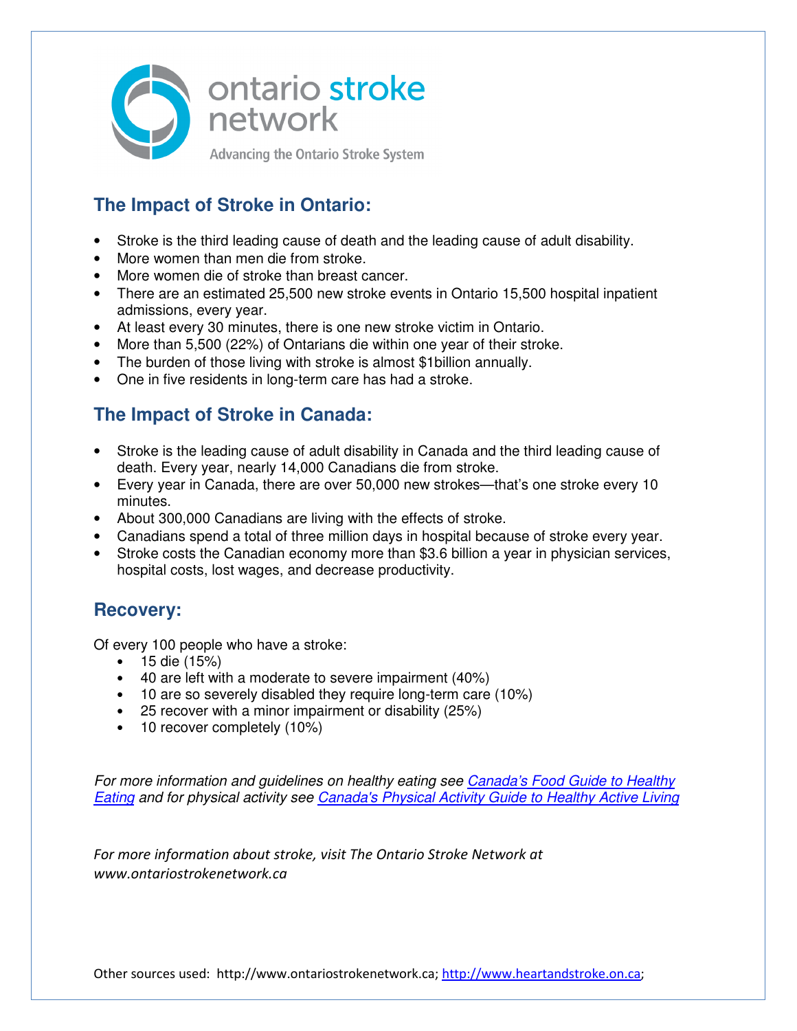ontario stroke network

Advancing the Ontario Stroke System

## The Impact of Stroke in Ontario:

- Stroke is the third leading cause of death and the leading cause of adult disability.
- More women than men die from stroke.
- More women die of stroke than breast cancer.
- There are an estimated 25,500 new stroke events in Ontario 15,500 hospital inpatient admissions, every year.
- At least every 30 minutes, there is one new stroke victim in Ontario.
- More than 5,500 (22%) of Ontarians die within one year of their stroke.
- The burden of those living with stroke is almost $1billion annually.
- One in five residents in long-term care has had a stroke.

## The Impact of Stroke in Canada:

- Stroke is the leading cause of adult disability in Canada and the third leading cause of death. Every year, nearly 14,000 Canadians die from stroke.
- Every year in Canada, there are over 50,000 new strokes—that's one stroke every 10 minutes.
- About 300,000 Canadians are living with the effects of stroke.
- Canadians spend a total of three million days in hospital because of stroke every year.
- Stroke costs the Canadian economy more than $3.6 billion a year in physician services, hospital costs, lost wages, and decrease productivity.

## Recovery:

Of every 100 people who have a stroke:

- 15 die (15%)
- 40 are left with a moderate to severe impairment (40%)
- 10 are so severely disabled they require long-term care (10%)
- 25 recover with a minor impairment or disability (25%)
- 10 recover completely (10%)

*For more information and guidelines on healthy eating see [Canada's Food Guide to Healthy Eating] and for physical activity see [Canada's Physical Activity Guide to Healthy Active Living]*

*For more information about stroke, visit The Ontario Stroke Network at www.ontariostrokenetwork.ca*

Other sources used: http://www.ontariostrokenetwork.ca; http://www.heartandstroke.on.ca;